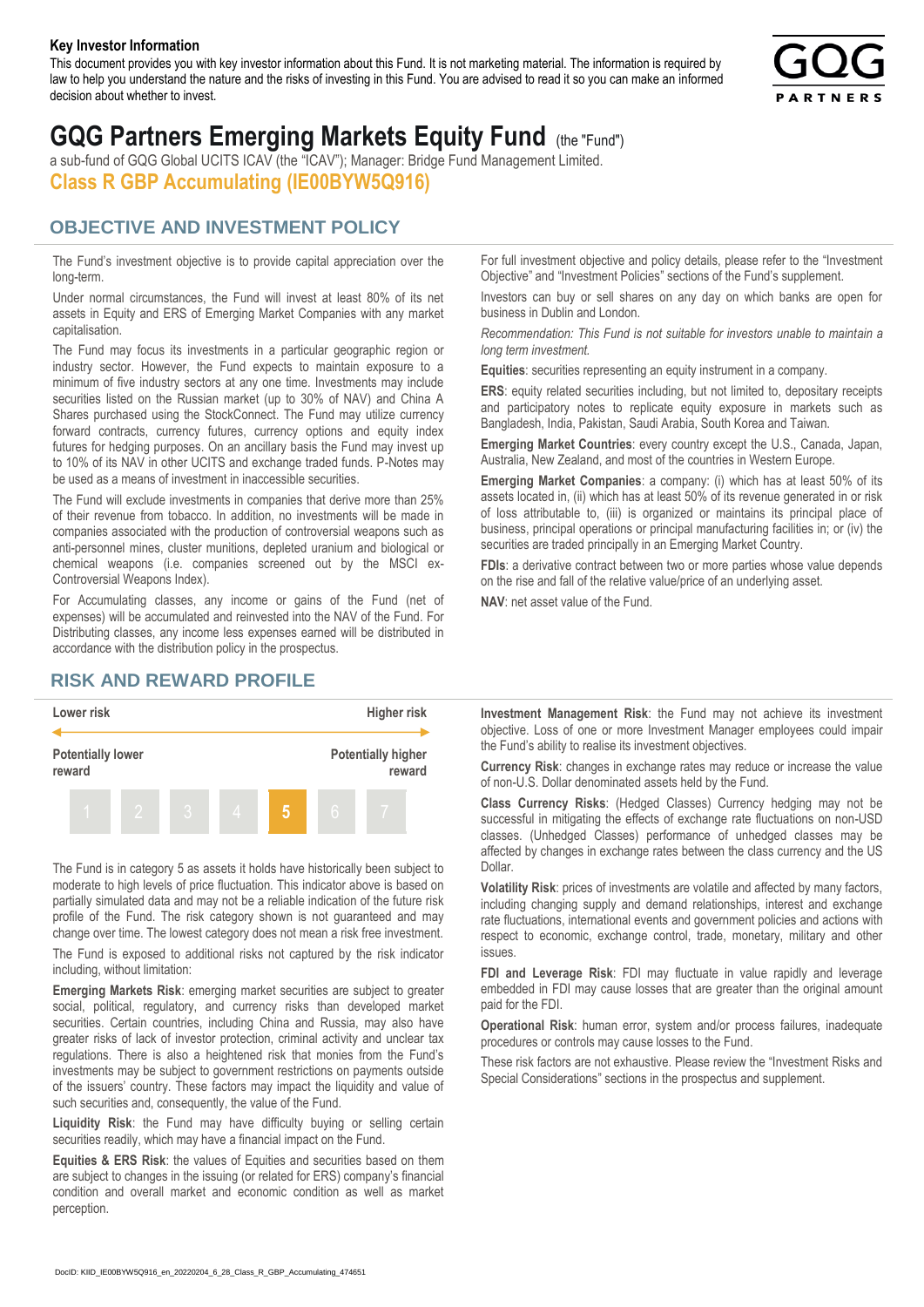**Key Investor Information**

This document provides you with key investor information about this Fund. It is not marketing material. The information is required by law to help you understand the nature and the risks of investing in this Fund. You are advised to read it so you can make an informed decision about whether to invest.

# GQG Partners Emerging Markets Equity Fund (the "Fund")

a sub-fund of GQG Global UCITS ICAV (the "ICAV"); Manager: Bridge Fund Management Limited.

**Class R GBP Accumulating (IE00BYW5Q916)**

## OBJECTIVE AND INVESTMENT POLICY

The Fund's investment objective is to provide capital appreciation over the long-term.

Under normal circumstances, the Fund will invest at least 80% of its net assets in Equity and ERS of Emerging Market Companies with any market capitalisation.

The Fund may focus its investments in a particular geographic region or industry sector. However, the Fund expects to maintain exposure to a minimum of five industry sectors at any one time. Investments may include securities listed on the Russian market (up to 30% of NAV) and China A Shares purchased using the StockConnect. The Fund may utilize currency forward contracts, currency futures, currency options and equity index futures for hedging purposes. On an ancillary basis the Fund may invest up to 10% of its NAV in other UCITS and exchange traded funds. P-Notes may be used as a means of investment in inaccessible securities.

The Fund will exclude investments in companies that derive more than 25% of their revenue from tobacco. In addition, no investments will be made in companies associated with the production of controversial weapons such as anti-personnel mines, cluster munitions, depleted uranium and biological or chemical weapons (i.e. companies screened out by the MSCI ex-Controversial Weapons Index).

For Accumulating classes, any income or gains of the Fund (net of expenses) will be accumulated and reinvested into the NAV of the Fund. For Distributing classes, any income less expenses earned will be distributed in accordance with the distribution policy in the prospectus.

For full investment objective and policy details, please refer to the "Investment Objective" and "Investment Policies" sections of the Fund's supplement.

Investors can buy or sell shares on any day on which banks are open for business in Dublin and London.

*Recommendation: This Fund is not suitable for investors unable to maintain a long term investment.*

**Equities**: securities representing an equity instrument in a company.

**ERS**: equity related securities including, but not limited to, depositary receipts and participatory notes to replicate equity exposure in markets such as Bangladesh, India, Pakistan, Saudi Arabia, South Korea and Taiwan.

**Emerging Market Countries**: every country except the U.S., Canada, Japan, Australia, New Zealand, and most of the countries in Western Europe.

**Emerging Market Companies**: a company: (i) which has at least 50% of its assets located in, (ii) which has at least 50% of its revenue generated in or risk of loss attributable to, (iii) is organized or maintains its principal place of business, principal operations or principal manufacturing facilities in; or (iv) the securities are traded principally in an Emerging Market Country.

**FDIs**: a derivative contract between two or more parties whose value depends on the rise and fall of the relative value/price of an underlying asset.

**NAV**: net asset value of the Fund.

## RISK AND REWARD PROFILE

| Lower risk | | | | | | Higher risk |
|---|---|---|---|---|---|---|
| Potentially lower reward | | | | | | Potentially higher reward |
| 1 | 2 | 3 | 4 | **5** | 6 | 7 |

The Fund is in category 5 as assets it holds have historically been subject to moderate to high levels of price fluctuation. This indicator above is based on partially simulated data and may not be a reliable indication of the future risk profile of the Fund. The risk category shown is not guaranteed and may change over time. The lowest category does not mean a risk free investment.

The Fund is exposed to additional risks not captured by the risk indicator including, without limitation:

**Emerging Markets Risk**: emerging market securities are subject to greater social, political, regulatory, and currency risks than developed market securities. Certain countries, including China and Russia, may also have greater risks of lack of investor protection, criminal activity and unclear tax regulations. There is also a heightened risk that monies from the Fund's investments may be subject to government restrictions on payments outside of the issuers' country. These factors may impact the liquidity and value of such securities and, consequently, the value of the Fund.

**Liquidity Risk**: the Fund may have difficulty buying or selling certain securities readily, which may have a financial impact on the Fund.

**Equities & ERS Risk**: the values of Equities and securities based on them are subject to changes in the issuing (or related for ERS) company's financial condition and overall market and economic condition as well as market perception.

**Investment Management Risk**: the Fund may not achieve its investment objective. Loss of one or more Investment Manager employees could impair the Fund's ability to realise its investment objectives.

**Currency Risk**: changes in exchange rates may reduce or increase the value of non-U.S. Dollar denominated assets held by the Fund.

**Class Currency Risks**: (Hedged Classes) Currency hedging may not be successful in mitigating the effects of exchange rate fluctuations on non-USD classes. (Unhedged Classes) performance of unhedged classes may be affected by changes in exchange rates between the class currency and the US Dollar.

**Volatility Risk**: prices of investments are volatile and affected by many factors, including changing supply and demand relationships, interest and exchange rate fluctuations, international events and government policies and actions with respect to economic, exchange control, trade, monetary, military and other issues.

**FDI and Leverage Risk**: FDI may fluctuate in value rapidly and leverage embedded in FDI may cause losses that are greater than the original amount paid for the FDI.

**Operational Risk**: human error, system and/or process failures, inadequate procedures or controls may cause losses to the Fund.

These risk factors are not exhaustive. Please review the "Investment Risks and Special Considerations" sections in the prospectus and supplement.

DocID: KIID_IE00BYW5Q916_en_20220204_6_28_Class_R_GBP_Accumulating_474651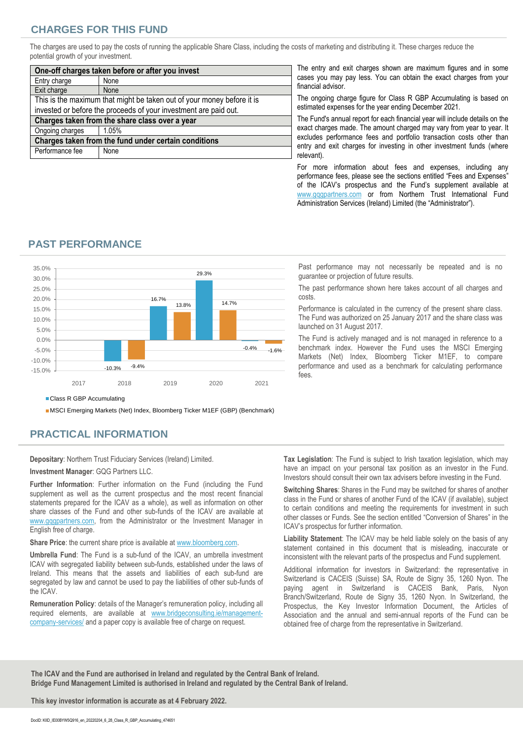## CHARGES FOR THIS FUND

The charges are used to pay the costs of running the applicable Share Class, including the costs of marketing and distributing it. These charges reduce the potential growth of your investment.

| | |
|---|---|
| **One-off charges taken before or after you invest** | |
| Entry charge | None |
| Exit charge | None |
| This is the maximum that might be taken out of your money before it is invested or before the proceeds of your investment are paid out. | |
| **Charges taken from the share class over a year** | |
| Ongoing charges | 1.05% |
| **Charges taken from the fund under certain conditions** | |
| Performance fee | None |

The entry and exit charges shown are maximum figures and in some cases you may pay less. You can obtain the exact charges from your financial advisor.

The ongoing charge figure for Class R GBP Accumulating is based on estimated expenses for the year ending December 2021.

The Fund's annual report for each financial year will include details on the exact charges made. The amount charged may vary from year to year. It excludes performance fees and portfolio transaction costs other than entry and exit charges for investing in other investment funds (where relevant).

For more information about fees and expenses, including any performance fees, please see the sections entitled "Fees and Expenses" of the ICAV's prospectus and the Fund's supplement available at www.gqgpartners.com or from Northern Trust International Fund Administration Services (Ireland) Limited (the "Administrator").

## PAST PERFORMANCE

35.0%
30.0%
25.0%
20.0%
15.0%
10.0%
5.0%
0.0%
-5.0%
-10.0%
-15.0%

2017 2018 2019 2020 2021

-10.3% -9.4% 16.7% 13.8% 29.3% 14.7% -0.4% -1.6%

Class R GBP Accumulating

MSCI Emerging Markets (Net) Index, Bloomberg Ticker M1EF (GBP) (Benchmark)

Past performance may not necessarily be repeated and is no guarantee or projection of future results.

The past performance shown here takes account of all charges and costs.

Performance is calculated in the currency of the present share class. The Fund was authorized on 25 January 2017 and the share class was launched on 31 August 2017.

The Fund is actively managed and is not managed in reference to a benchmark index. However the Fund uses the MSCI Emerging Markets (Net) Index, Bloomberg Ticker M1EF, to compare performance and used as a benchmark for calculating performance fees.

## PRACTICAL INFORMATION

**Depositary**: Northern Trust Fiduciary Services (Ireland) Limited.

**Investment Manager**: GQG Partners LLC.

**Further Information**: Further information on the Fund (including the Fund supplement as well as the current prospectus and the most recent financial statements prepared for the ICAV as a whole), as well as information on other share classes of the Fund and other sub-funds of the ICAV are available at www.gqgpartners.com, from the Administrator or the Investment Manager in English free of charge.

**Share Price**: the current share price is available at www.bloomberg.com.

**Umbrella Fund**: The Fund is a sub-fund of the ICAV, an umbrella investment ICAV with segregated liability between sub-funds, established under the laws of Ireland. This means that the assets and liabilities of each sub-fund are segregated by law and cannot be used to pay the liabilities of other sub-funds of the ICAV.

**Remuneration Policy**: details of the Manager's remuneration policy, including all required elements, are available at www.bridgeconsulting.ie/management-company-services/ and a paper copy is available free of charge on request.

**Tax Legislation**: The Fund is subject to Irish taxation legislation, which may have an impact on your personal tax position as an investor in the Fund. Investors should consult their own tax advisers before investing in the Fund.

**Switching Shares**: Shares in the Fund may be switched for shares of another class in the Fund or shares of another Fund of the ICAV (if available), subject to certain conditions and meeting the requirements for investment in such other classes or Funds. See the section entitled "Conversion of Shares" in the ICAV's prospectus for further information.

**Liability Statement**: The ICAV may be held liable solely on the basis of any statement contained in this document that is misleading, inaccurate or inconsistent with the relevant parts of the prospectus and Fund supplement.

Additional information for investors in Switzerland: the representative in Switzerland is CACEIS (Suisse) SA, Route de Signy 35, 1260 Nyon. The paying agent in Switzerland is CACEIS Bank, Paris, Nyon Branch/Switzerland, Route de Signy 35, 1260 Nyon. In Switzerland, the Prospectus, the Key Investor Information Document, the Articles of Association and the annual and semi-annual reports of the Fund can be obtained free of charge from the representative in Switzerland.

**The ICAV and the Fund are authorised in Ireland and regulated by the Central Bank of Ireland.**
**Bridge Fund Management Limited is authorised in Ireland and regulated by the Central Bank of Ireland.**

**This key investor information is accurate as at 4 February 2022.**

DocID: KIID_IE00BYW5Q916_en_20220204_6_28_Class_R_GBP_Accumulating_474651